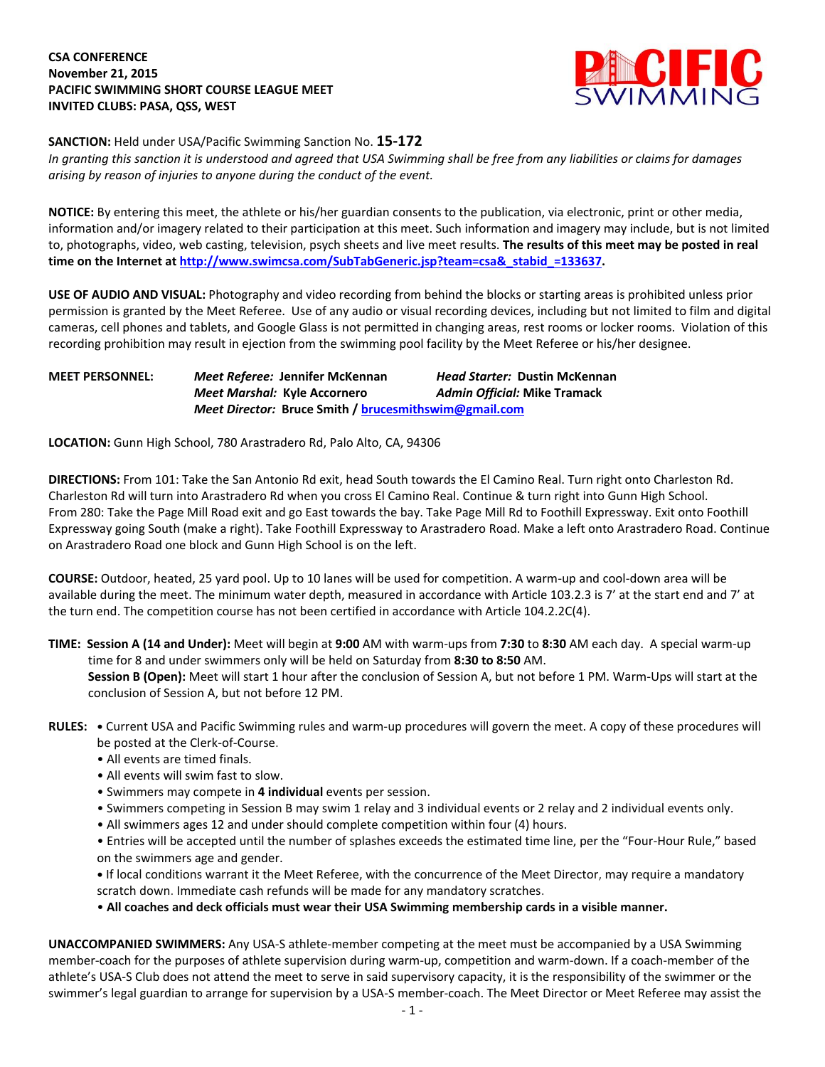**CSA CONFERENCE**
**November 21, 2015**
**PACIFIC SWIMMING SHORT COURSE LEAGUE MEET**
**INVITED CLUBS: PASA, QSS, WEST**

**SANCTION:** Held under USA/Pacific Swimming Sanction No. **15-172**
*In granting this sanction it is understood and agreed that USA Swimming shall be free from any liabilities or claims for damages arising by reason of injuries to anyone during the conduct of the event.*

**NOTICE:** By entering this meet, the athlete or his/her guardian consents to the publication, via electronic, print or other media, information and/or imagery related to their participation at this meet. Such information and imagery may include, but is not limited to, photographs, video, web casting, television, psych sheets and live meet results. **The results of this meet may be posted in real time on the Internet at http://www.swimcsa.com/SubTabGeneric.jsp?team=csa&_stabid_=133637.**

**USE OF AUDIO AND VISUAL:** Photography and video recording from behind the blocks or starting areas is prohibited unless prior permission is granted by the Meet Referee. Use of any audio or visual recording devices, including but not limited to film and digital cameras, cell phones and tablets, and Google Glass is not permitted in changing areas, rest rooms or locker rooms. Violation of this recording prohibition may result in ejection from the swimming pool facility by the Meet Referee or his/her designee.

**MEET PERSONNEL:**
*Meet Referee:* **Jennifer McKennan**
*Head Starter:* **Dustin McKennan**
*Meet Marshal:* **Kyle Accornero**
*Admin Official:* **Mike Tramack**
*Meet Director:* **Bruce Smith / brucesmithswim@gmail.com**

**LOCATION:** Gunn High School, 780 Arastradero Rd, Palo Alto, CA, 94306

**DIRECTIONS:** From 101: Take the San Antonio Rd exit, head South towards the El Camino Real. Turn right onto Charleston Rd. Charleston Rd will turn into Arastradero Rd when you cross El Camino Real. Continue & turn right into Gunn High School.
From 280: Take the Page Mill Road exit and go East towards the bay. Take Page Mill Rd to Foothill Expressway. Exit onto Foothill Expressway going South (make a right). Take Foothill Expressway to Arastradero Road. Make a left onto Arastradero Road. Continue on Arastradero Road one block and Gunn High School is on the left.

**COURSE:** Outdoor, heated, 25 yard pool. Up to 10 lanes will be used for competition. A warm-up and cool-down area will be available during the meet. The minimum water depth, measured in accordance with Article 103.2.3 is 7' at the start end and 7' at the turn end. The competition course has not been certified in accordance with Article 104.2.2C(4).

**TIME: Session A (14 and Under):** Meet will begin at **9:00** AM with warm-ups from **7:30** to **8:30** AM each day. A special warm-up time for 8 and under swimmers only will be held on Saturday from **8:30 to 8:50** AM.
**Session B (Open):** Meet will start 1 hour after the conclusion of Session A, but not before 1 PM. Warm-Ups will start at the conclusion of Session A, but not before 12 PM.

**RULES:**
- Current USA and Pacific Swimming rules and warm-up procedures will govern the meet. A copy of these procedures will be posted at the Clerk-of-Course.
- All events are timed finals.
- All events will swim fast to slow.
- Swimmers may compete in **4 individual** events per session.
- Swimmers competing in Session B may swim 1 relay and 3 individual events or 2 relay and 2 individual events only.
- All swimmers ages 12 and under should complete competition within four (4) hours.
- Entries will be accepted until the number of splashes exceeds the estimated time line, per the "Four-Hour Rule," based on the swimmers age and gender.
- If local conditions warrant it the Meet Referee, with the concurrence of the Meet Director, may require a mandatory scratch down. Immediate cash refunds will be made for any mandatory scratches.
- **All coaches and deck officials must wear their USA Swimming membership cards in a visible manner.**

**UNACCOMPANIED SWIMMERS:** Any USA-S athlete-member competing at the meet must be accompanied by a USA Swimming member-coach for the purposes of athlete supervision during warm-up, competition and warm-down. If a coach-member of the athlete's USA-S Club does not attend the meet to serve in said supervisory capacity, it is the responsibility of the swimmer or the swimmer's legal guardian to arrange for supervision by a USA-S member-coach. The Meet Director or Meet Referee may assist the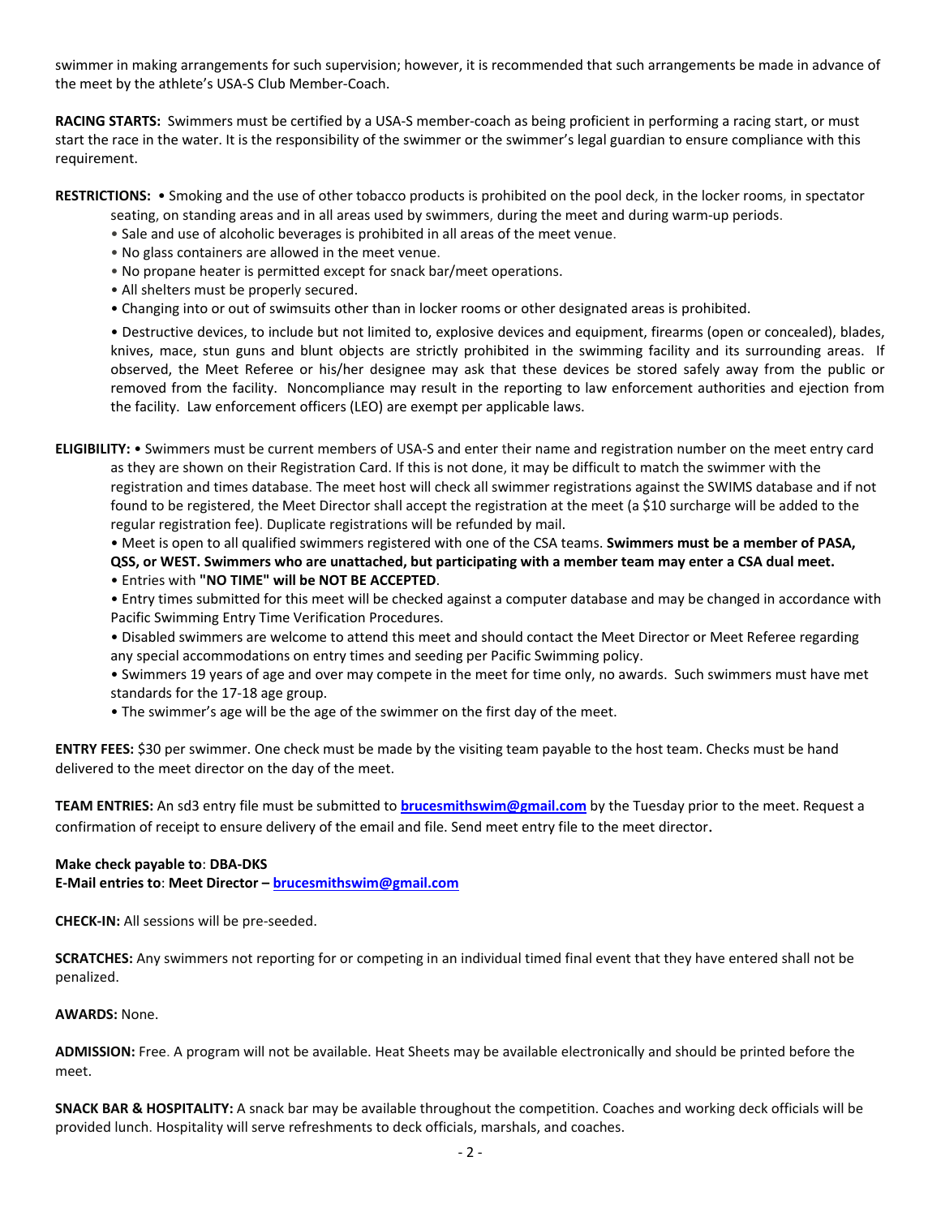swimmer in making arrangements for such supervision; however, it is recommended that such arrangements be made in advance of the meet by the athlete's USA-S Club Member-Coach.

**RACING STARTS:** Swimmers must be certified by a USA-S member-coach as being proficient in performing a racing start, or must start the race in the water. It is the responsibility of the swimmer or the swimmer's legal guardian to ensure compliance with this requirement.

**RESTRICTIONS:** • Smoking and the use of other tobacco products is prohibited on the pool deck, in the locker rooms, in spectator seating, on standing areas and in all areas used by swimmers, during the meet and during warm-up periods.

- Sale and use of alcoholic beverages is prohibited in all areas of the meet venue.
- No glass containers are allowed in the meet venue.
- No propane heater is permitted except for snack bar/meet operations.
- All shelters must be properly secured.
- Changing into or out of swimsuits other than in locker rooms or other designated areas is prohibited.
- Destructive devices, to include but not limited to, explosive devices and equipment, firearms (open or concealed), blades, knives, mace, stun guns and blunt objects are strictly prohibited in the swimming facility and its surrounding areas. If observed, the Meet Referee or his/her designee may ask that these devices be stored safely away from the public or removed from the facility. Noncompliance may result in the reporting to law enforcement authorities and ejection from the facility. Law enforcement officers (LEO) are exempt per applicable laws.

**ELIGIBILITY:** • Swimmers must be current members of USA-S and enter their name and registration number on the meet entry card as they are shown on their Registration Card. If this is not done, it may be difficult to match the swimmer with the registration and times database. The meet host will check all swimmer registrations against the SWIMS database and if not found to be registered, the Meet Director shall accept the registration at the meet (a $10 surcharge will be added to the regular registration fee). Duplicate registrations will be refunded by mail.

- Meet is open to all qualified swimmers registered with one of the CSA teams. **Swimmers must be a member of PASA, QSS, or WEST. Swimmers who are unattached, but participating with a member team may enter a CSA dual meet.**
- Entries with **"NO TIME" will be NOT BE ACCEPTED**.
- Entry times submitted for this meet will be checked against a computer database and may be changed in accordance with Pacific Swimming Entry Time Verification Procedures.
- Disabled swimmers are welcome to attend this meet and should contact the Meet Director or Meet Referee regarding any special accommodations on entry times and seeding per Pacific Swimming policy.
- Swimmers 19 years of age and over may compete in the meet for time only, no awards. Such swimmers must have met standards for the 17-18 age group.
- The swimmer's age will be the age of the swimmer on the first day of the meet.

**ENTRY FEES:** $30 per swimmer. One check must be made by the visiting team payable to the host team. Checks must be hand delivered to the meet director on the day of the meet.

**TEAM ENTRIES:** An sd3 entry file must be submitted to **brucesmithswim@gmail.com** by the Tuesday prior to the meet. Request a confirmation of receipt to ensure delivery of the email and file. Send meet entry file to the meet director.

**Make check payable to**: **DBA-DKS**
**E-Mail entries to**: **Meet Director – brucesmithswim@gmail.com**

**CHECK-IN:** All sessions will be pre-seeded.

**SCRATCHES:** Any swimmers not reporting for or competing in an individual timed final event that they have entered shall not be penalized.

**AWARDS:** None.

**ADMISSION:** Free. A program will not be available. Heat Sheets may be available electronically and should be printed before the meet.

**SNACK BAR & HOSPITALITY:** A snack bar may be available throughout the competition. Coaches and working deck officials will be provided lunch. Hospitality will serve refreshments to deck officials, marshals, and coaches.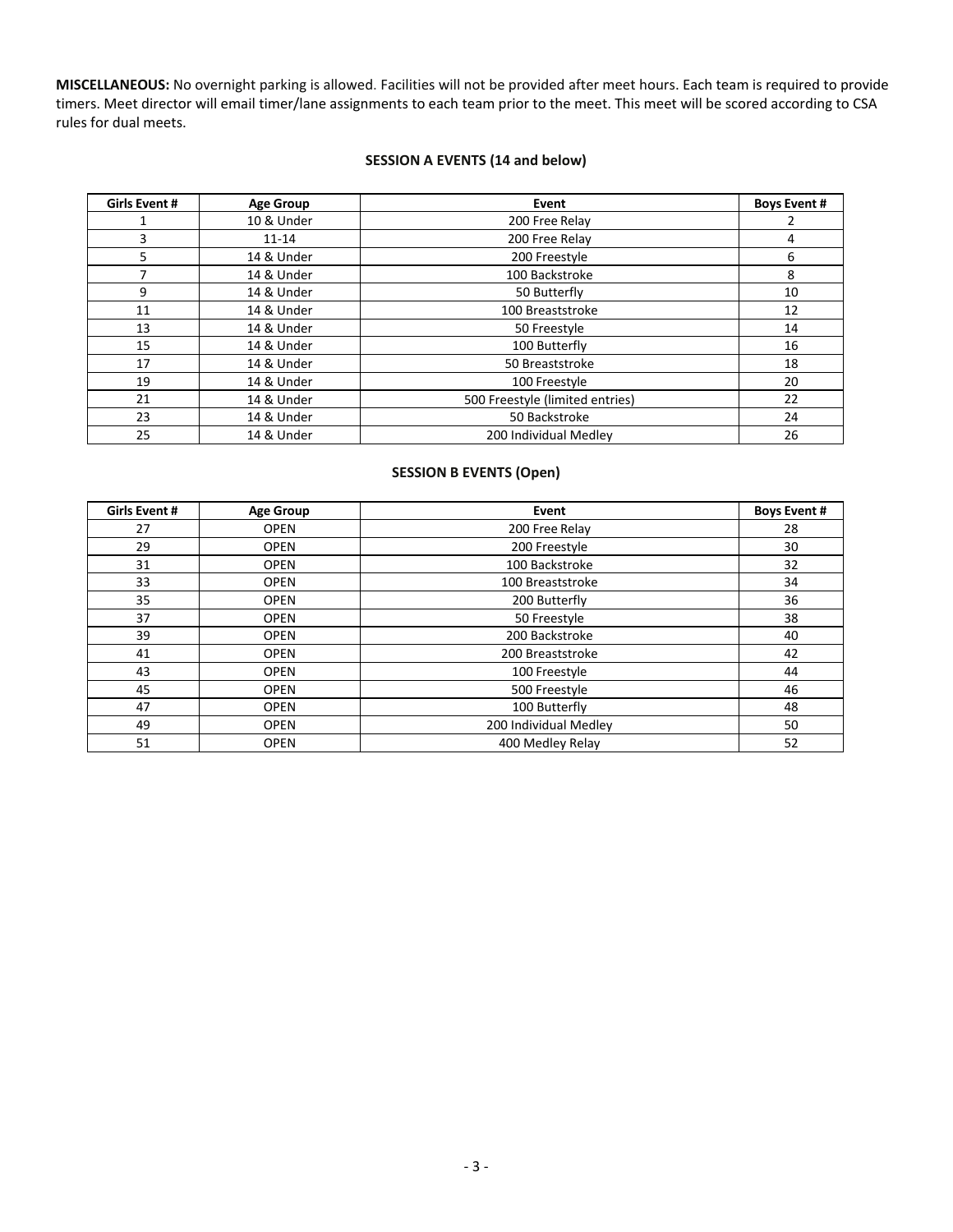**MISCELLANEOUS:** No overnight parking is allowed. Facilities will not be provided after meet hours. Each team is required to provide timers. Meet director will email timer/lane assignments to each team prior to the meet. This meet will be scored according to CSA rules for dual meets.

### SESSION A EVENTS (14 and below)

| Girls Event # | Age Group | Event | Boys Event # |
|---|---|---|---|
| 1 | 10 & Under | 200 Free Relay | 2 |
| 3 | 11-14 | 200 Free Relay | 4 |
| 5 | 14 & Under | 200 Freestyle | 6 |
| 7 | 14 & Under | 100 Backstroke | 8 |
| 9 | 14 & Under | 50 Butterfly | 10 |
| 11 | 14 & Under | 100 Breaststroke | 12 |
| 13 | 14 & Under | 50 Freestyle | 14 |
| 15 | 14 & Under | 100 Butterfly | 16 |
| 17 | 14 & Under | 50 Breaststroke | 18 |
| 19 | 14 & Under | 100 Freestyle | 20 |
| 21 | 14 & Under | 500 Freestyle (limited entries) | 22 |
| 23 | 14 & Under | 50 Backstroke | 24 |
| 25 | 14 & Under | 200 Individual Medley | 26 |

### SESSION B EVENTS (Open)

| Girls Event # | Age Group | Event | Boys Event # |
|---|---|---|---|
| 27 | OPEN | 200 Free Relay | 28 |
| 29 | OPEN | 200 Freestyle | 30 |
| 31 | OPEN | 100 Backstroke | 32 |
| 33 | OPEN | 100 Breaststroke | 34 |
| 35 | OPEN | 200 Butterfly | 36 |
| 37 | OPEN | 50 Freestyle | 38 |
| 39 | OPEN | 200 Backstroke | 40 |
| 41 | OPEN | 200 Breaststroke | 42 |
| 43 | OPEN | 100 Freestyle | 44 |
| 45 | OPEN | 500 Freestyle | 46 |
| 47 | OPEN | 100 Butterfly | 48 |
| 49 | OPEN | 200 Individual Medley | 50 |
| 51 | OPEN | 400 Medley Relay | 52 |